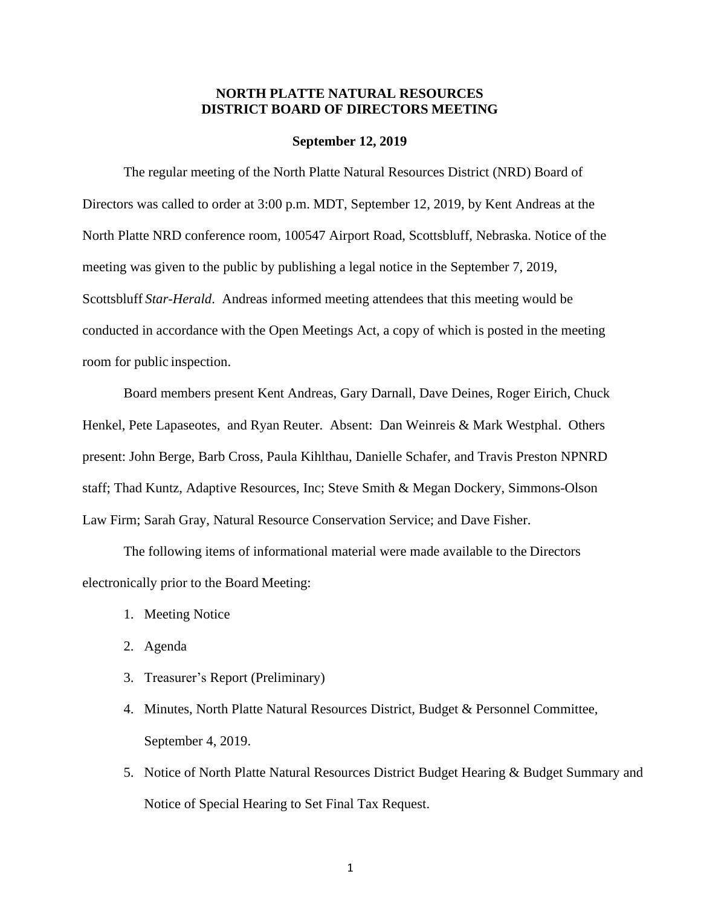# NORTH PLATTE NATURAL RESOURCES DISTRICT BOARD OF DIRECTORS MEETING

**September 12, 2019**

The regular meeting of the North Platte Natural Resources District (NRD) Board of Directors was called to order at 3:00 p.m. MDT, September 12, 2019, by Kent Andreas at the North Platte NRD conference room, 100547 Airport Road, Scottsbluff, Nebraska. Notice of the meeting was given to the public by publishing a legal notice in the September 7, 2019, Scottsbluff *Star-Herald*. Andreas informed meeting attendees that this meeting would be conducted in accordance with the Open Meetings Act, a copy of which is posted in the meeting room for public inspection.

Board members present Kent Andreas, Gary Darnall, Dave Deines, Roger Eirich, Chuck Henkel, Pete Lapaseotes, and Ryan Reuter. Absent: Dan Weinreis & Mark Westphal. Others present: John Berge, Barb Cross, Paula Kihlthau, Danielle Schafer, and Travis Preston NPNRD staff; Thad Kuntz, Adaptive Resources, Inc; Steve Smith & Megan Dockery, Simmons-Olson Law Firm; Sarah Gray, Natural Resource Conservation Service; and Dave Fisher.

The following items of informational material were made available to the Directors electronically prior to the Board Meeting:

1. Meeting Notice
2. Agenda
3. Treasurer's Report (Preliminary)
4. Minutes, North Platte Natural Resources District, Budget & Personnel Committee, September 4, 2019.
5. Notice of North Platte Natural Resources District Budget Hearing & Budget Summary and Notice of Special Hearing to Set Final Tax Request.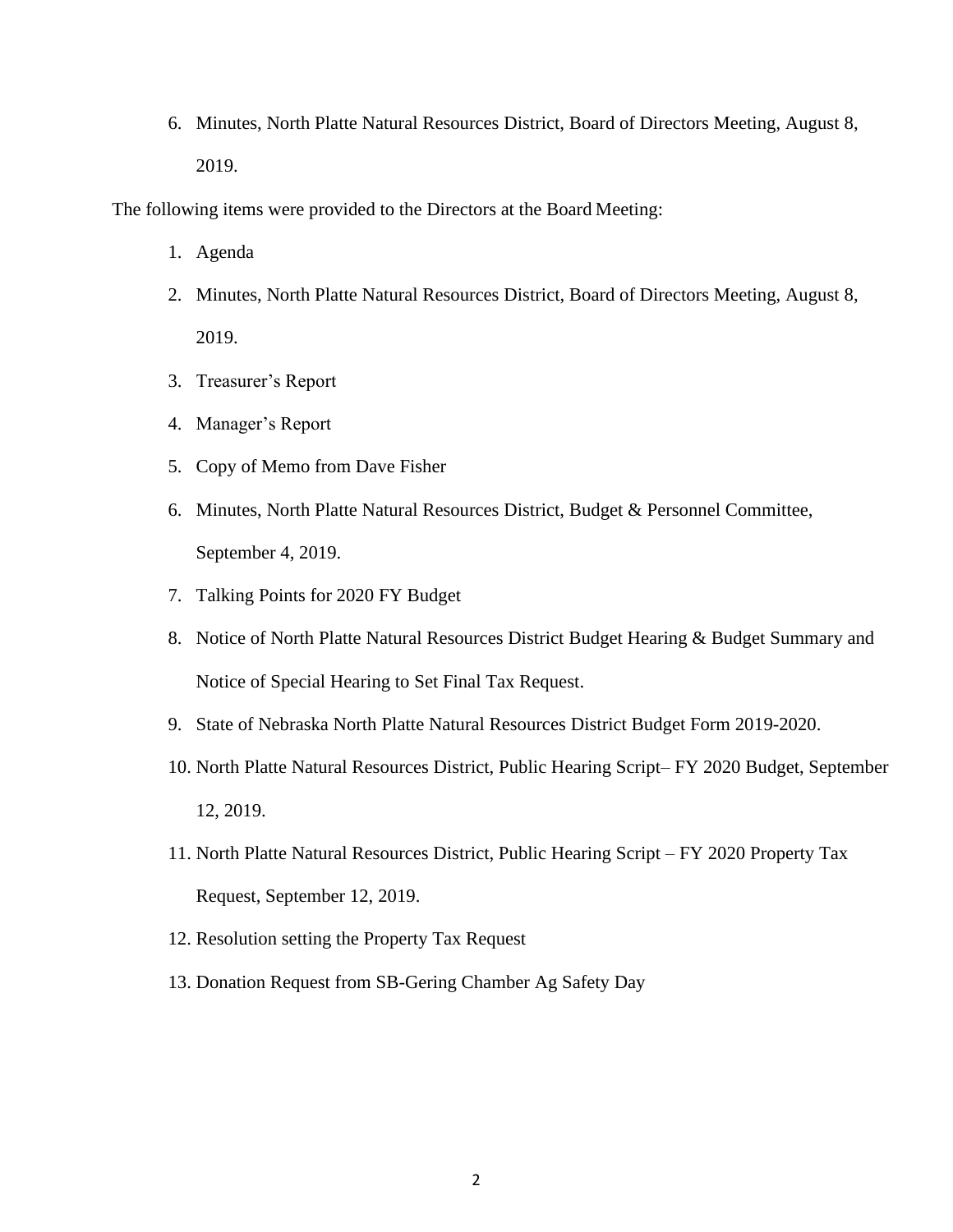6. Minutes, North Platte Natural Resources District, Board of Directors Meeting, August 8, 2019.

The following items were provided to the Directors at the Board Meeting:

1. Agenda
2. Minutes, North Platte Natural Resources District, Board of Directors Meeting, August 8, 2019.
3. Treasurer's Report
4. Manager's Report
5. Copy of Memo from Dave Fisher
6. Minutes, North Platte Natural Resources District, Budget & Personnel Committee, September 4, 2019.
7. Talking Points for 2020 FY Budget
8. Notice of North Platte Natural Resources District Budget Hearing & Budget Summary and Notice of Special Hearing to Set Final Tax Request.
9. State of Nebraska North Platte Natural Resources District Budget Form 2019-2020.
10. North Platte Natural Resources District, Public Hearing Script– FY 2020 Budget, September 12, 2019.
11. North Platte Natural Resources District, Public Hearing Script – FY 2020 Property Tax Request, September 12, 2019.
12. Resolution setting the Property Tax Request
13. Donation Request from SB-Gering Chamber Ag Safety Day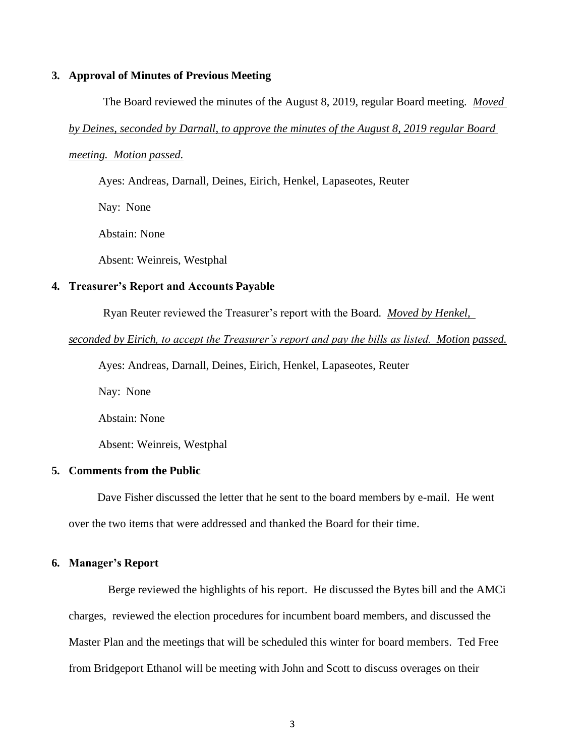## 3. Approval of Minutes of Previous Meeting

The Board reviewed the minutes of the August 8, 2019, regular Board meeting. *Moved by Deines, seconded by Darnall, to approve the minutes of the August 8, 2019 regular Board meeting. Motion passed.*

Ayes: Andreas, Darnall, Deines, Eirich, Henkel, Lapaseotes, Reuter

Nay: None

Abstain: None

Absent: Weinreis, Westphal

## 4. Treasurer's Report and Accounts Payable

Ryan Reuter reviewed the Treasurer's report with the Board. *Moved by Henkel, seconded by Eirich, to accept the Treasurer's report and pay the bills as listed. Motion passed.*

Ayes: Andreas, Darnall, Deines, Eirich, Henkel, Lapaseotes, Reuter

Nay: None

Abstain: None

Absent: Weinreis, Westphal

## 5. Comments from the Public

Dave Fisher discussed the letter that he sent to the board members by e-mail. He went over the two items that were addressed and thanked the Board for their time.

## 6. Manager's Report

Berge reviewed the highlights of his report. He discussed the Bytes bill and the AMCi charges, reviewed the election procedures for incumbent board members, and discussed the Master Plan and the meetings that will be scheduled this winter for board members. Ted Free from Bridgeport Ethanol will be meeting with John and Scott to discuss overages on their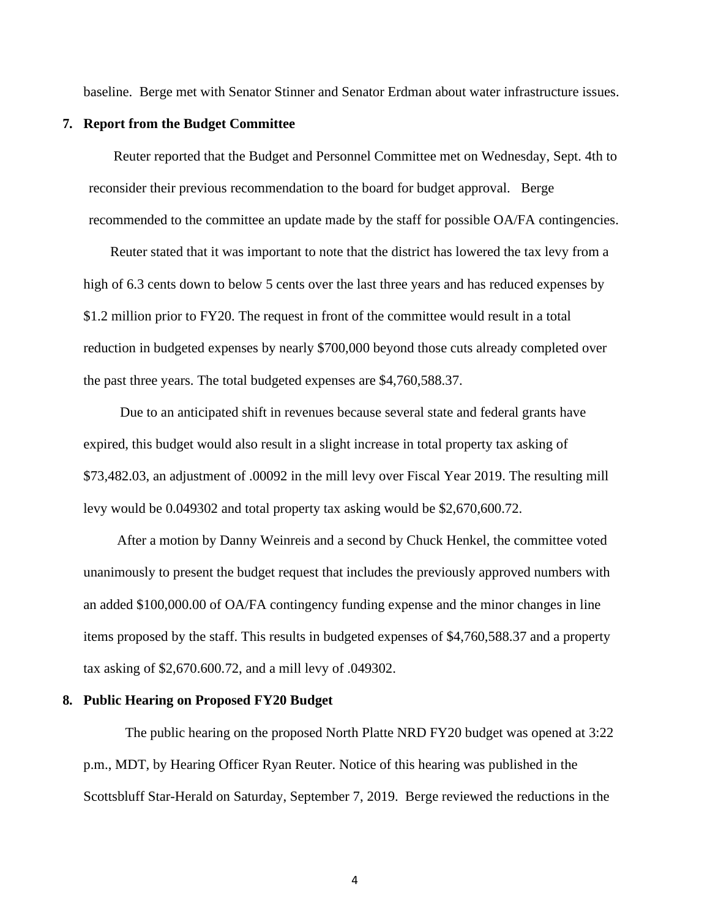baseline. Berge met with Senator Stinner and Senator Erdman about water infrastructure issues.

**7. Report from the Budget Committee**

Reuter reported that the Budget and Personnel Committee met on Wednesday, Sept. 4th to reconsider their previous recommendation to the board for budget approval. Berge recommended to the committee an update made by the staff for possible OA/FA contingencies.

Reuter stated that it was important to note that the district has lowered the tax levy from a high of 6.3 cents down to below 5 cents over the last three years and has reduced expenses by $1.2 million prior to FY20. The request in front of the committee would result in a total reduction in budgeted expenses by nearly $700,000 beyond those cuts already completed over the past three years. The total budgeted expenses are $4,760,588.37.

Due to an anticipated shift in revenues because several state and federal grants have expired, this budget would also result in a slight increase in total property tax asking of $73,482.03, an adjustment of .00092 in the mill levy over Fiscal Year 2019. The resulting mill levy would be 0.049302 and total property tax asking would be $2,670,600.72.

After a motion by Danny Weinreis and a second by Chuck Henkel, the committee voted unanimously to present the budget request that includes the previously approved numbers with an added $100,000.00 of OA/FA contingency funding expense and the minor changes in line items proposed by the staff. This results in budgeted expenses of $4,760,588.37 and a property tax asking of $2,670.600.72, and a mill levy of .049302.

**8. Public Hearing on Proposed FY20 Budget**

The public hearing on the proposed North Platte NRD FY20 budget was opened at 3:22 p.m., MDT, by Hearing Officer Ryan Reuter. Notice of this hearing was published in the Scottsbluff Star-Herald on Saturday, September 7, 2019. Berge reviewed the reductions in the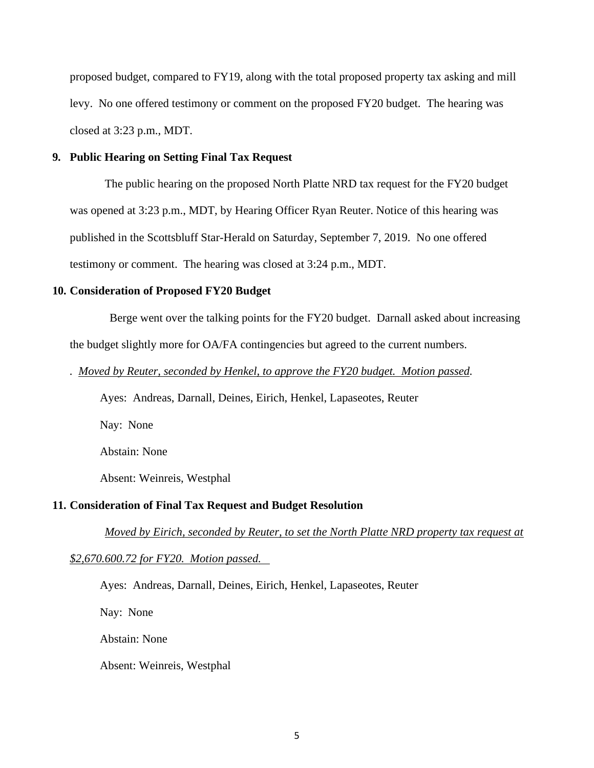proposed budget, compared to FY19, along with the total proposed property tax asking and mill levy. No one offered testimony or comment on the proposed FY20 budget. The hearing was closed at 3:23 p.m., MDT.

**9. Public Hearing on Setting Final Tax Request**

The public hearing on the proposed North Platte NRD tax request for the FY20 budget was opened at 3:23 p.m., MDT, by Hearing Officer Ryan Reuter. Notice of this hearing was published in the Scottsbluff Star-Herald on Saturday, September 7, 2019. No one offered testimony or comment. The hearing was closed at 3:24 p.m., MDT.

**10. Consideration of Proposed FY20 Budget**

Berge went over the talking points for the FY20 budget. Darnall asked about increasing the budget slightly more for OA/FA contingencies but agreed to the current numbers.

. *Moved by Reuter, seconded by Henkel, to approve the FY20 budget. Motion passed.*

Ayes: Andreas, Darnall, Deines, Eirich, Henkel, Lapaseotes, Reuter

Nay: None

Abstain: None

Absent: Weinreis, Westphal

**11. Consideration of Final Tax Request and Budget Resolution**

*Moved by Eirich, seconded by Reuter, to set the North Platte NRD property tax request at $2,670.600.72 for FY20. Motion passed.*

Ayes: Andreas, Darnall, Deines, Eirich, Henkel, Lapaseotes, Reuter

Nay: None

Abstain: None

Absent: Weinreis, Westphal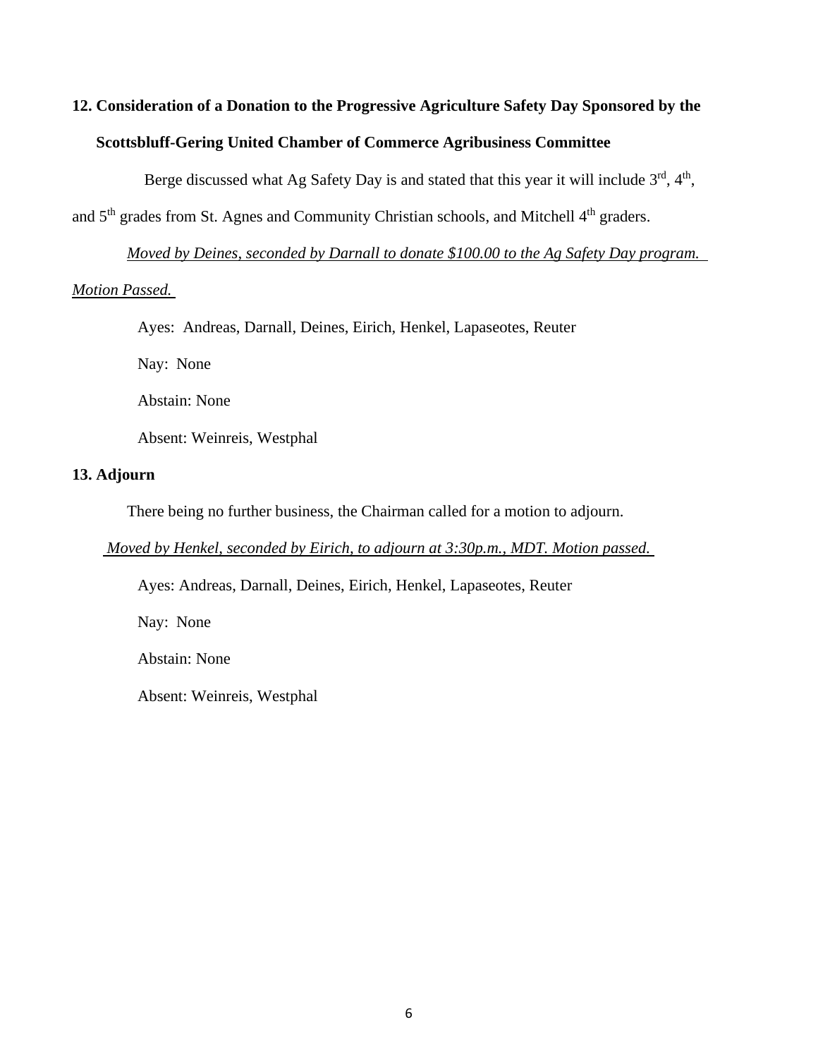**12. Consideration of a Donation to the Progressive Agriculture Safety Day Sponsored by the Scottsbluff-Gering United Chamber of Commerce Agribusiness Committee**

Berge discussed what Ag Safety Day is and stated that this year it will include 3rd, 4th, and 5th grades from St. Agnes and Community Christian schools, and Mitchell 4th graders.

*Moved by Deines, seconded by Darnall to donate $100.00 to the Ag Safety Day program. Motion Passed.*

Ayes: Andreas, Darnall, Deines, Eirich, Henkel, Lapaseotes, Reuter

Nay: None

Abstain: None

Absent: Weinreis, Westphal

**13. Adjourn**

There being no further business, the Chairman called for a motion to adjourn.

*Moved by Henkel, seconded by Eirich, to adjourn at 3:30p.m., MDT. Motion passed.*

Ayes: Andreas, Darnall, Deines, Eirich, Henkel, Lapaseotes, Reuter

Nay: None

Abstain: None

Absent: Weinreis, Westphal